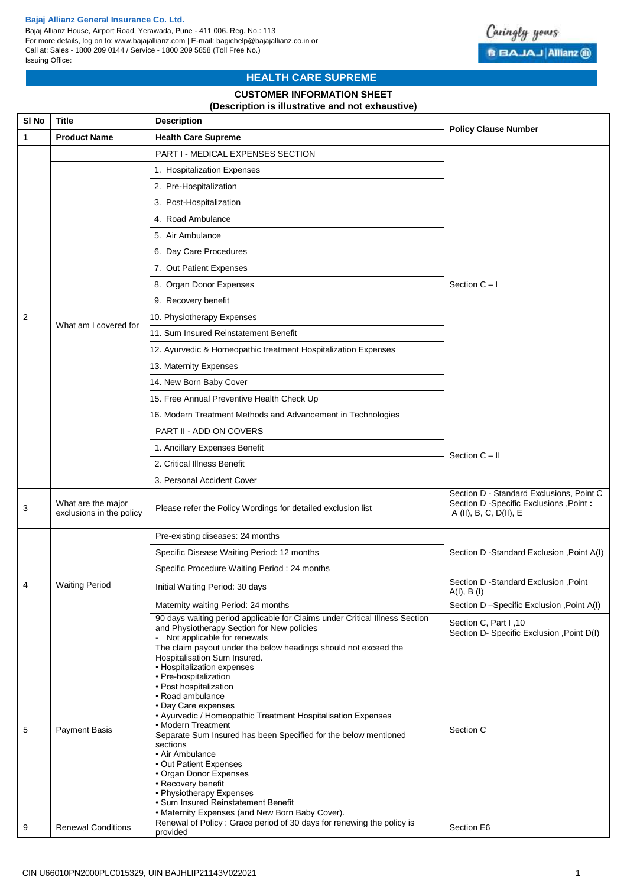**Bajaj Allianz General Insurance Co. Ltd.**
Bajaj Allianz House, Airport Road, Yerawada, Pune - 411 006. Reg. No.: 113
For more details, log on to: www.bajajallianz.com | E-mail: bagichelp@bajajallianz.co.in or
Call at: Sales - 1800 209 0144 / Service - 1800 209 5858 (Toll Free No.)
Issuing Office:

# HEALTH CARE SUPREME

## CUSTOMER INFORMATION SHEET

**(Description is illustrative and not exhaustive)**

| Sl No | Title | Description | Policy Clause Number |
|---|---|---|---|
| 1 | Product Name | **Health Care Supreme** | |
| 2 | What am I covered for | PART I - MEDICAL EXPENSES SECTION<br>1. Hospitalization Expenses<br>2. Pre-Hospitalization<br>3. Post-Hospitalization<br>4. Road Ambulance<br>5. Air Ambulance<br>6. Day Care Procedures<br>7. Out Patient Expenses<br>8. Organ Donor Expenses<br>9. Recovery benefit<br>10. Physiotherapy Expenses<br>11. Sum Insured Reinstatement Benefit<br>12. Ayurvedic & Homeopathic treatment Hospitalization Expenses<br>13. Maternity Expenses<br>14. New Born Baby Cover<br>15. Free Annual Preventive Health Check Up<br>16. Modern Treatment Methods and Advancement in Technologies | Section C – I |
| | | PART II - ADD ON COVERS<br>1. Ancillary Expenses Benefit<br>2. Critical Illness Benefit<br>3. Personal Accident Cover | Section C – II |
| 3 | What are the major exclusions in the policy | Please refer the Policy Wordings for detailed exclusion list | Section D - Standard Exclusions, Point C<br>Section D -Specific Exclusions ,Point **:** A (II), B, C, D(II), E |
| 4 | Waiting Period | Pre-existing diseases: 24 months<br>Specific Disease Waiting Period: 12 months<br>Specific Procedure Waiting Period : 24 months | Section D -Standard Exclusion ,Point A(I) |
| | | Initial Waiting Period: 30 days | Section D -Standard Exclusion ,Point A(I), B (I) |
| | | Maternity waiting Period: 24 months | Section D –Specific Exclusion ,Point A(I) |
| | | 90 days waiting period applicable for Claims under Critical Illness Section and Physiotherapy Section for New policies<br>- Not applicable for renewals | Section C, Part I ,10<br>Section D- Specific Exclusion ,Point D(I) |
| 5 | Payment Basis | The claim payout under the below headings should not exceed the Hospitalisation Sum Insured.<br>• Hospitalization expenses<br>• Pre-hospitalization<br>• Post hospitalization<br>• Road ambulance<br>• Day Care expenses<br>• Ayurvedic / Homeopathic Treatment Hospitalisation Expenses<br>• Modern Treatment<br>Separate Sum Insured has been Specified for the below mentioned sections<br>• Air Ambulance<br>• Out Patient Expenses<br>• Organ Donor Expenses<br>• Recovery benefit<br>• Physiotherapy Expenses<br>• Sum Insured Reinstatement Benefit<br>• Maternity Expenses (and New Born Baby Cover). | Section C |
| 9 | Renewal Conditions | Renewal of Policy : Grace period of 30 days for renewing the policy is provided | Section E6 |

CIN U66010PN2000PLC015329, UIN BAJHLIP21143V022021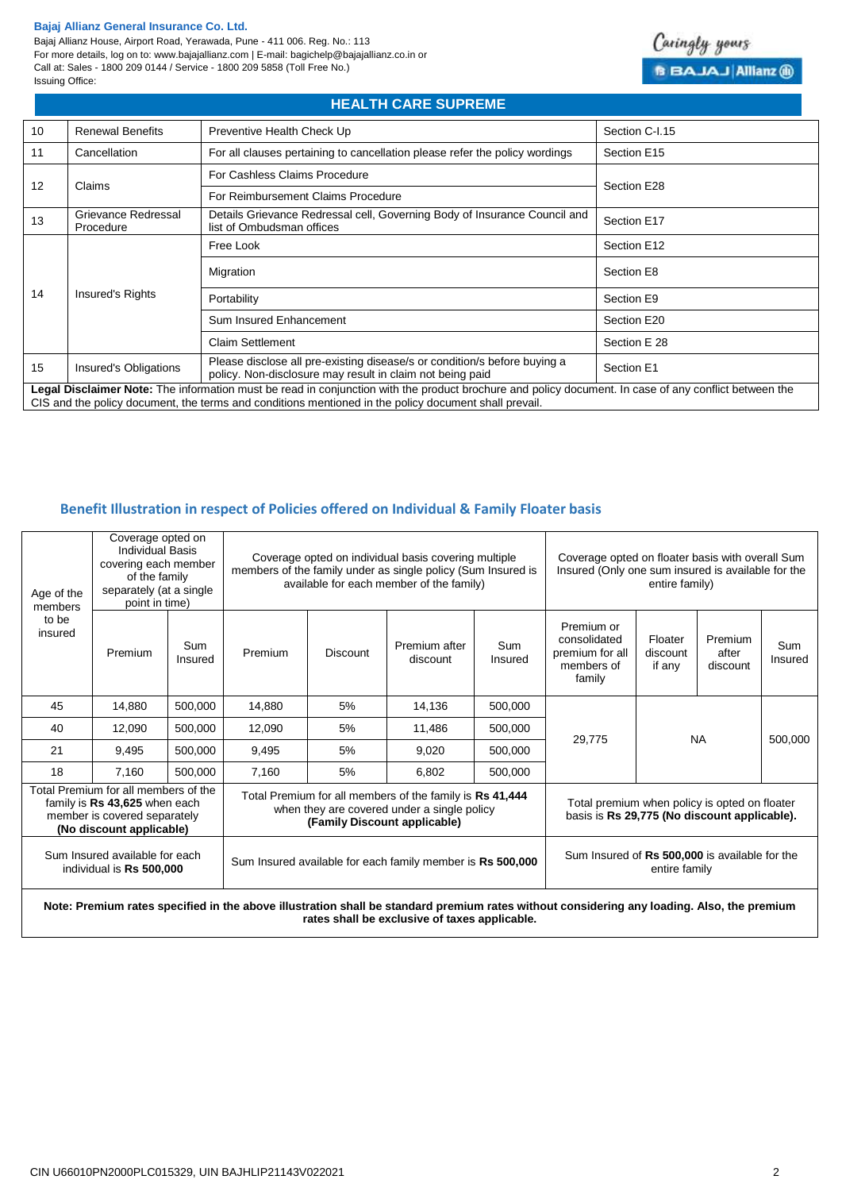Bajaj Allianz General Insurance Co. Ltd.
Bajaj Allianz House, Airport Road, Yerawada, Pune - 411 006. Reg. No.: 113
For more details, log on to: www.bajajallianz.com | E-mail: bagichelp@bajajallianz.co.in or
Call at: Sales - 1800 209 0144 / Service - 1800 209 5858 (Toll Free No.)
Issuing Office:

## HEALTH CARE SUPREME

| | | | |
|---|---|---|---|
| 10 | Renewal Benefits | Preventive Health Check Up | Section C-I.15 |
| 11 | Cancellation | For all clauses pertaining to cancellation please refer the policy wordings | Section E15 |
| 12 | Claims | For Cashless Claims Procedure | Section E28 |
| | | For Reimbursement Claims Procedure | |
| 13 | Grievance Redressal Procedure | Details Grievance Redressal cell, Governing Body of Insurance Council and list of Ombudsman offices | Section E17 |
| 14 | Insured's Rights | Free Look | Section E12 |
| | | Migration | Section E8 |
| | | Portability | Section E9 |
| | | Sum Insured Enhancement | Section E20 |
| | | Claim Settlement | Section E 28 |
| 15 | Insured's Obligations | Please disclose all pre-existing disease/s or condition/s before buying a policy. Non-disclosure may result in claim not being paid | Section E1 |

**Legal Disclaimer Note:** The information must be read in conjunction with the product brochure and policy document. In case of any conflict between the CIS and the policy document, the terms and conditions mentioned in the policy document shall prevail.

## Benefit Illustration in respect of Policies offered on Individual & Family Floater basis

| Age of the members to be insured | Coverage opted on Individual Basis covering each member of the family separately (at a single point in time) | | Coverage opted on individual basis covering multiple members of the family under as single policy (Sum Insured is available for each member of the family) | | | | Coverage opted on floater basis with overall Sum Insured (Only one sum insured is available for the entire family) | | | |
|---|---|---|---|---|---|---|---|---|---|---|
| | Premium | Sum Insured | Premium | Discount | Premium after discount | Sum Insured | Premium or consolidated premium for all members of family | Floater discount if any | Premium after discount | Sum Insured |
| 45 | 14,880 | 500,000 | 14,880 | 5% | 14,136 | 500,000 | 29,775 | NA | | 500,000 |
| 40 | 12,090 | 500,000 | 12,090 | 5% | 11,486 | 500,000 | | | | |
| 21 | 9,495 | 500,000 | 9,495 | 5% | 9,020 | 500,000 | | | | |
| 18 | 7,160 | 500,000 | 7,160 | 5% | 6,802 | 500,000 | | | | |
| Total Premium for all members of the family is **Rs 43,625** when each member is covered separately **(No discount applicable)** | | | Total Premium for all members of the family is **Rs 41,444** when they are covered under a single policy **(Family Discount applicable)** | | | | Total premium when policy is opted on floater basis is **Rs 29,775 (No discount applicable).** | | | |
| Sum Insured available for each individual is **Rs 500,000** | | | Sum Insured available for each family member is **Rs 500,000** | | | | Sum Insured of **Rs 500,000** is available for the entire family | | | |

**Note: Premium rates specified in the above illustration shall be standard premium rates without considering any loading. Also, the premium rates shall be exclusive of taxes applicable.**

CIN U66010PN2000PLC015329, UIN BAJHLIP21143V022021